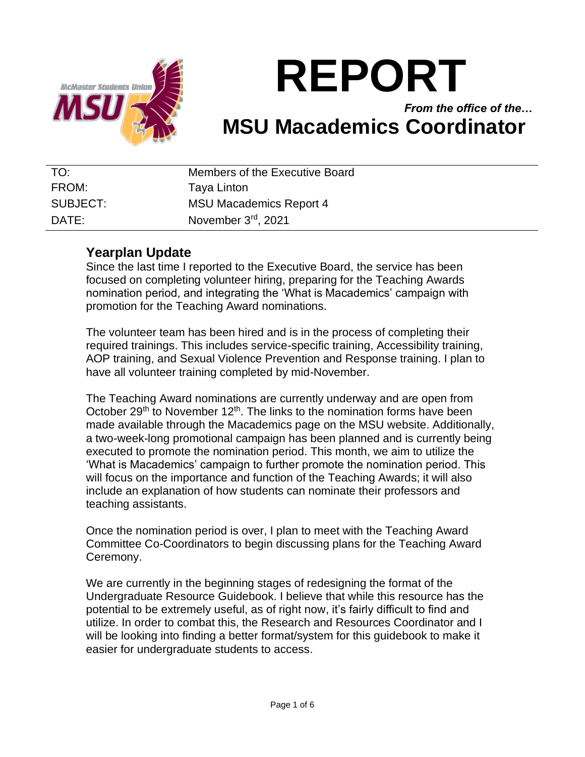# REPORT

*From the office of the…*

## MSU Macademics Coordinator

| | |
|---|---|
| TO: | Members of the Executive Board |
| FROM: | Taya Linton |
| SUBJECT: | MSU Macademics Report 4 |
| DATE: | November 3rd, 2021 |

### Yearplan Update

Since the last time I reported to the Executive Board, the service has been focused on completing volunteer hiring, preparing for the Teaching Awards nomination period, and integrating the 'What is Macademics' campaign with promotion for the Teaching Award nominations.

The volunteer team has been hired and is in the process of completing their required trainings. This includes service-specific training, Accessibility training, AOP training, and Sexual Violence Prevention and Response training. I plan to have all volunteer training completed by mid-November.

The Teaching Award nominations are currently underway and are open from October 29th to November 12th. The links to the nomination forms have been made available through the Macademics page on the MSU website. Additionally, a two-week-long promotional campaign has been planned and is currently being executed to promote the nomination period. This month, we aim to utilize the 'What is Macademics' campaign to further promote the nomination period. This will focus on the importance and function of the Teaching Awards; it will also include an explanation of how students can nominate their professors and teaching assistants.

Once the nomination period is over, I plan to meet with the Teaching Award Committee Co-Coordinators to begin discussing plans for the Teaching Award Ceremony.

We are currently in the beginning stages of redesigning the format of the Undergraduate Resource Guidebook. I believe that while this resource has the potential to be extremely useful, as of right now, it's fairly difficult to find and utilize. In order to combat this, the Research and Resources Coordinator and I will be looking into finding a better format/system for this guidebook to make it easier for undergraduate students to access.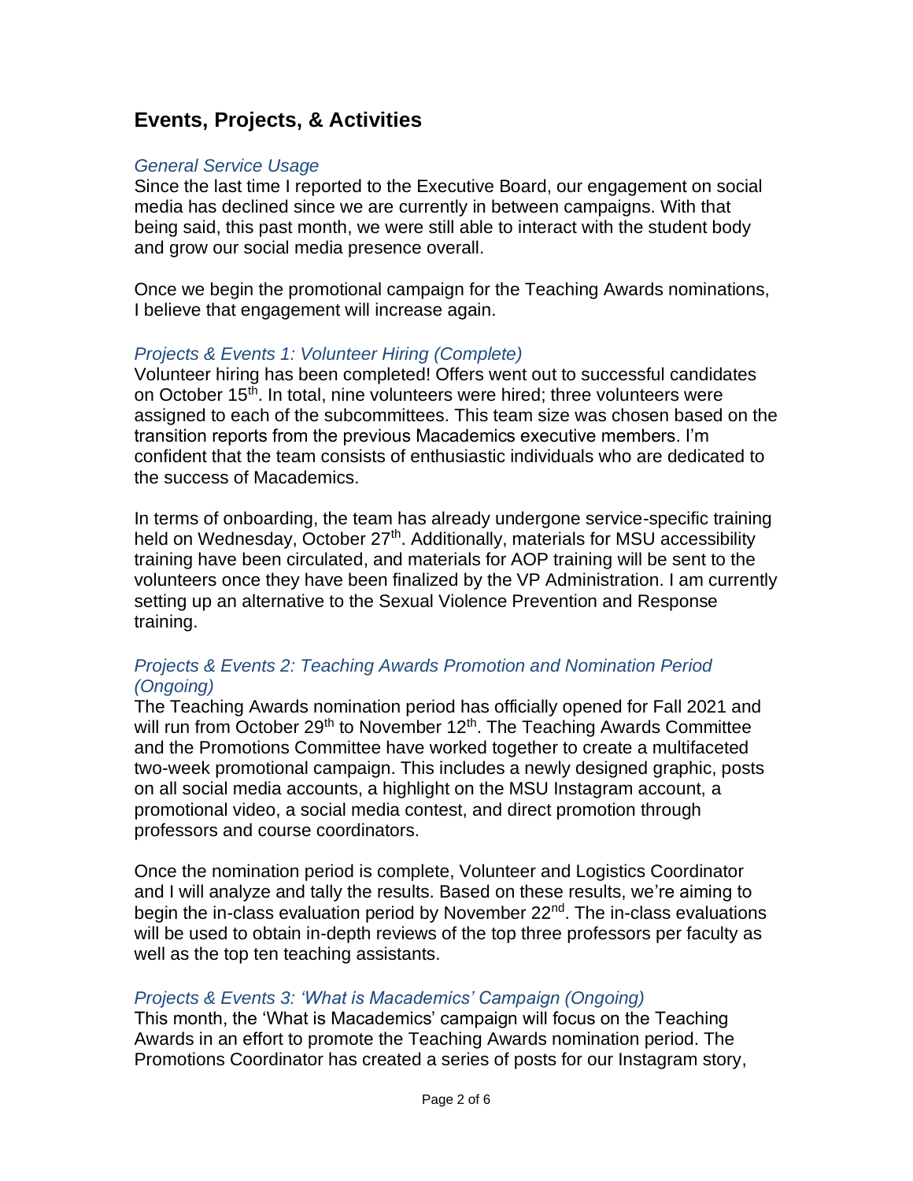## Events, Projects, & Activities

### *General Service Usage*

Since the last time I reported to the Executive Board, our engagement on social media has declined since we are currently in between campaigns. With that being said, this past month, we were still able to interact with the student body and grow our social media presence overall.

Once we begin the promotional campaign for the Teaching Awards nominations, I believe that engagement will increase again.

### *Projects & Events 1: Volunteer Hiring (Complete)*

Volunteer hiring has been completed! Offers went out to successful candidates on October 15th. In total, nine volunteers were hired; three volunteers were assigned to each of the subcommittees. This team size was chosen based on the transition reports from the previous Macademics executive members. I'm confident that the team consists of enthusiastic individuals who are dedicated to the success of Macademics.

In terms of onboarding, the team has already undergone service-specific training held on Wednesday, October 27th. Additionally, materials for MSU accessibility training have been circulated, and materials for AOP training will be sent to the volunteers once they have been finalized by the VP Administration. I am currently setting up an alternative to the Sexual Violence Prevention and Response training.

### *Projects & Events 2: Teaching Awards Promotion and Nomination Period (Ongoing)*

The Teaching Awards nomination period has officially opened for Fall 2021 and will run from October 29th to November 12th. The Teaching Awards Committee and the Promotions Committee have worked together to create a multifaceted two-week promotional campaign. This includes a newly designed graphic, posts on all social media accounts, a highlight on the MSU Instagram account, a promotional video, a social media contest, and direct promotion through professors and course coordinators.

Once the nomination period is complete, Volunteer and Logistics Coordinator and I will analyze and tally the results. Based on these results, we're aiming to begin the in-class evaluation period by November 22nd. The in-class evaluations will be used to obtain in-depth reviews of the top three professors per faculty as well as the top ten teaching assistants.

### *Projects & Events 3: 'What is Macademics' Campaign (Ongoing)*

This month, the 'What is Macademics' campaign will focus on the Teaching Awards in an effort to promote the Teaching Awards nomination period. The Promotions Coordinator has created a series of posts for our Instagram story,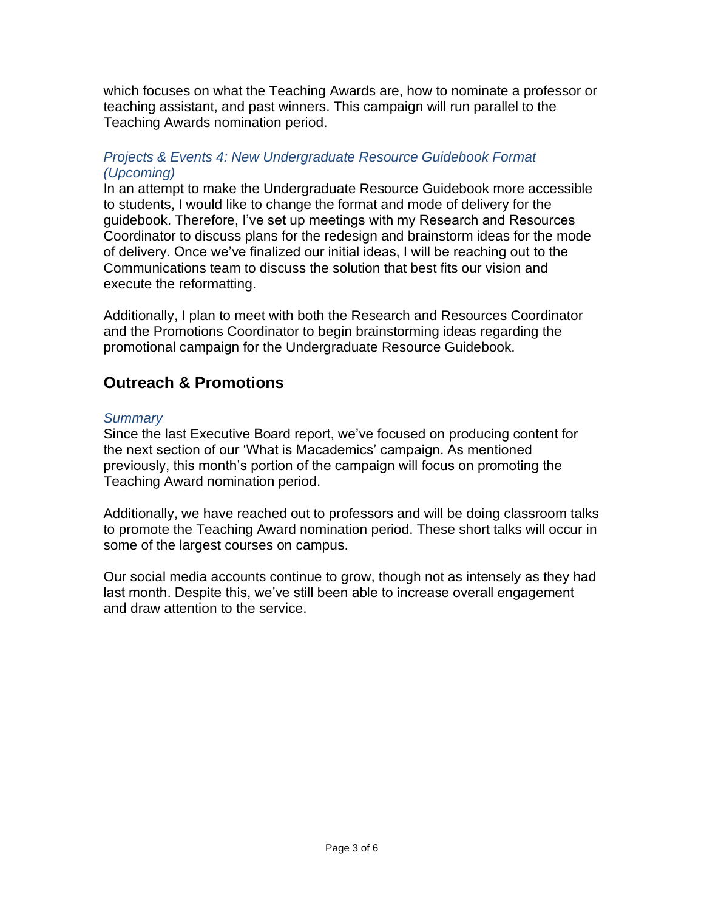which focuses on what the Teaching Awards are, how to nominate a professor or teaching assistant, and past winners. This campaign will run parallel to the Teaching Awards nomination period.

### *Projects & Events 4: New Undergraduate Resource Guidebook Format (Upcoming)*

In an attempt to make the Undergraduate Resource Guidebook more accessible to students, I would like to change the format and mode of delivery for the guidebook. Therefore, I've set up meetings with my Research and Resources Coordinator to discuss plans for the redesign and brainstorm ideas for the mode of delivery. Once we've finalized our initial ideas, I will be reaching out to the Communications team to discuss the solution that best fits our vision and execute the reformatting.

Additionally, I plan to meet with both the Research and Resources Coordinator and the Promotions Coordinator to begin brainstorming ideas regarding the promotional campaign for the Undergraduate Resource Guidebook.

## Outreach & Promotions

### *Summary*

Since the last Executive Board report, we've focused on producing content for the next section of our 'What is Macademics' campaign. As mentioned previously, this month's portion of the campaign will focus on promoting the Teaching Award nomination period.

Additionally, we have reached out to professors and will be doing classroom talks to promote the Teaching Award nomination period. These short talks will occur in some of the largest courses on campus.

Our social media accounts continue to grow, though not as intensely as they had last month. Despite this, we've still been able to increase overall engagement and draw attention to the service.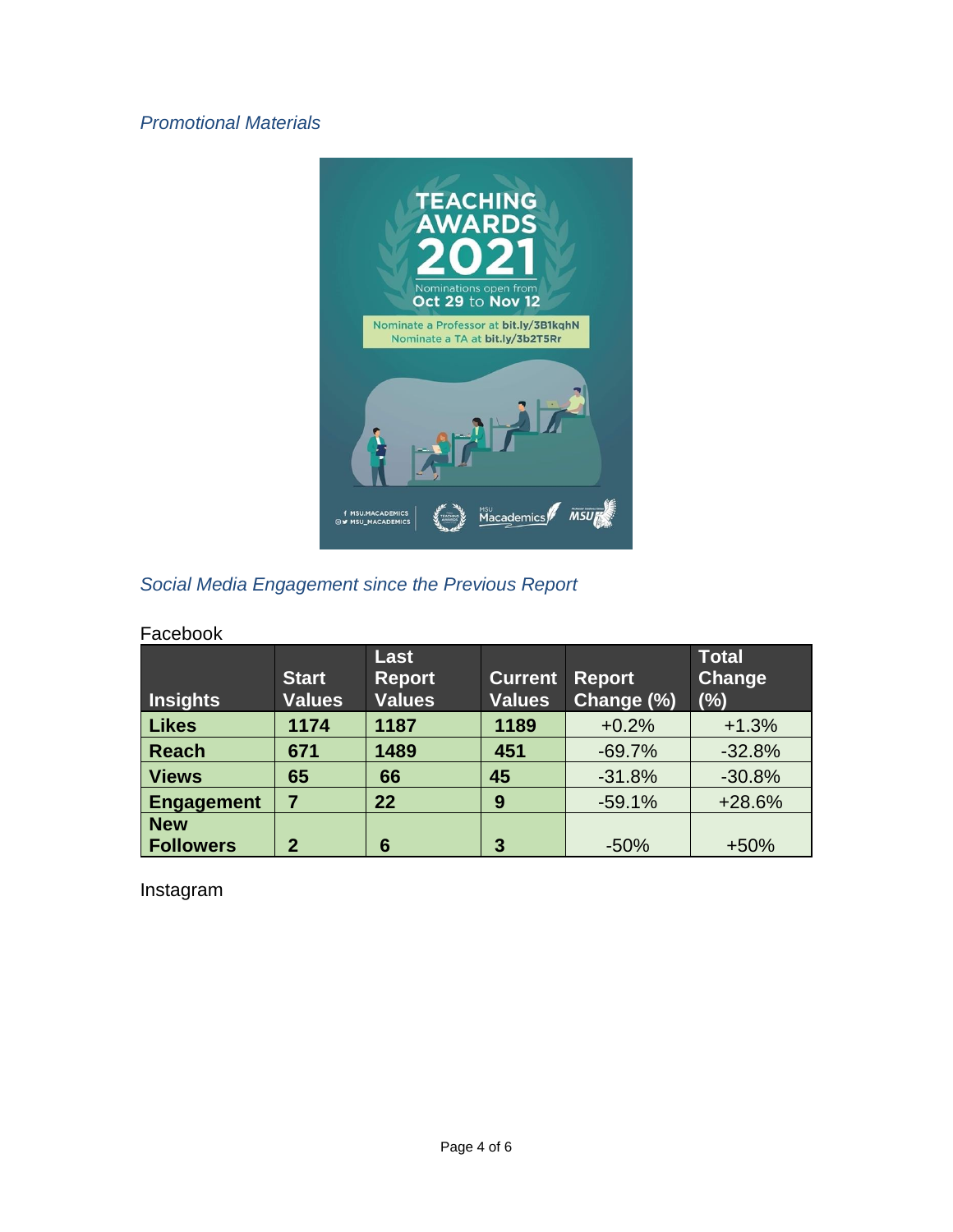*Promotional Materials*

*Social Media Engagement since the Previous Report*

Facebook

| Insights | Start Values | Last Report Values | Current Values | Report Change (%) | Total Change (%) |
|---|---|---|---|---|---|
| **Likes** | **1174** | **1187** | **1189** | +0.2% | +1.3% |
| **Reach** | **671** | **1489** | **451** | -69.7% | -32.8% |
| **Views** | **65** | **66** | **45** | -31.8% | -30.8% |
| **Engagement** | **7** | **22** | **9** | -59.1% | +28.6% |
| **New Followers** | **2** | **6** | **3** | -50% | +50% |

Instagram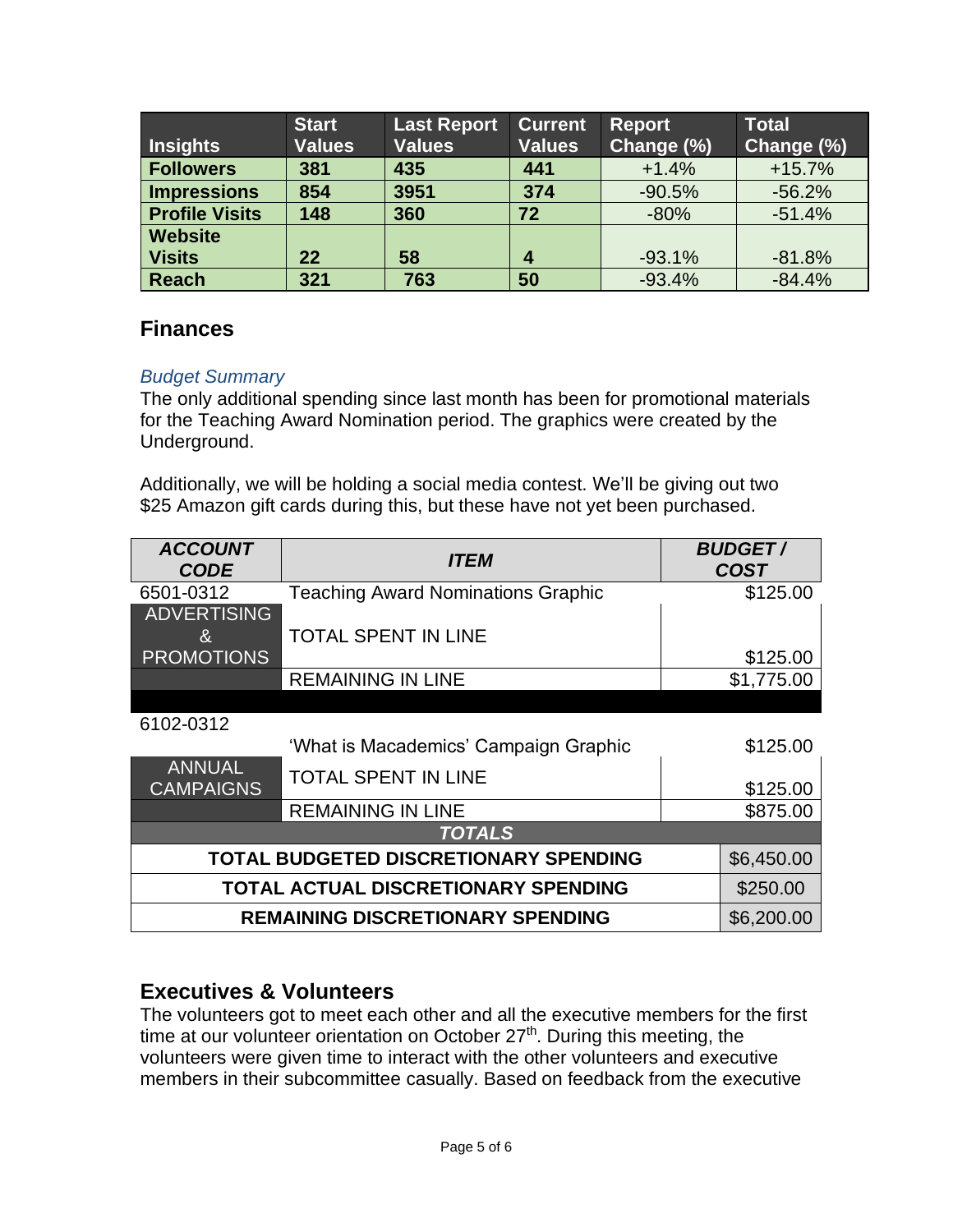| Insights | Start Values | Last Report Values | Current Values | Report Change (%) | Total Change (%) |
|---|---|---|---|---|---|
| **Followers** | **381** | **435** | **441** | +1.4% | +15.7% |
| **Impressions** | **854** | **3951** | **374** | -90.5% | -56.2% |
| **Profile Visits** | **148** | **360** | **72** | -80% | -51.4% |
| **Website Visits** | **22** | **58** | **4** | -93.1% | -81.8% |
| **Reach** | **321** | **763** | **50** | -93.4% | -84.4% |

## Finances

*Budget Summary*

The only additional spending since last month has been for promotional materials for the Teaching Award Nomination period. The graphics were created by the Underground.

Additionally, we will be holding a social media contest. We'll be giving out two $25 Amazon gift cards during this, but these have not yet been purchased.

| ***ACCOUNT CODE*** | ***ITEM*** | ***BUDGET / COST*** |
|---|---|---|
| 6501-0312 | Teaching Award Nominations Graphic | $125.00 |
| ADVERTISING & PROMOTIONS | TOTAL SPENT IN LINE | $125.00 |
| | REMAINING IN LINE | $1,775.00 |
| 6102-0312 | 'What is Macademics' Campaign Graphic | $125.00 |
| ANNUAL CAMPAIGNS | TOTAL SPENT IN LINE | $125.00 |
| | REMAINING IN LINE | $875.00 |
| | ***TOTALS*** | |
| | **TOTAL BUDGETED DISCRETIONARY SPENDING** | $6,450.00 |
| | **TOTAL ACTUAL DISCRETIONARY SPENDING** | $250.00 |
| | **REMAINING DISCRETIONARY SPENDING** | $6,200.00 |

## Executives & Volunteers

The volunteers got to meet each other and all the executive members for the first time at our volunteer orientation on October 27th. During this meeting, the volunteers were given time to interact with the other volunteers and executive members in their subcommittee casually. Based on feedback from the executive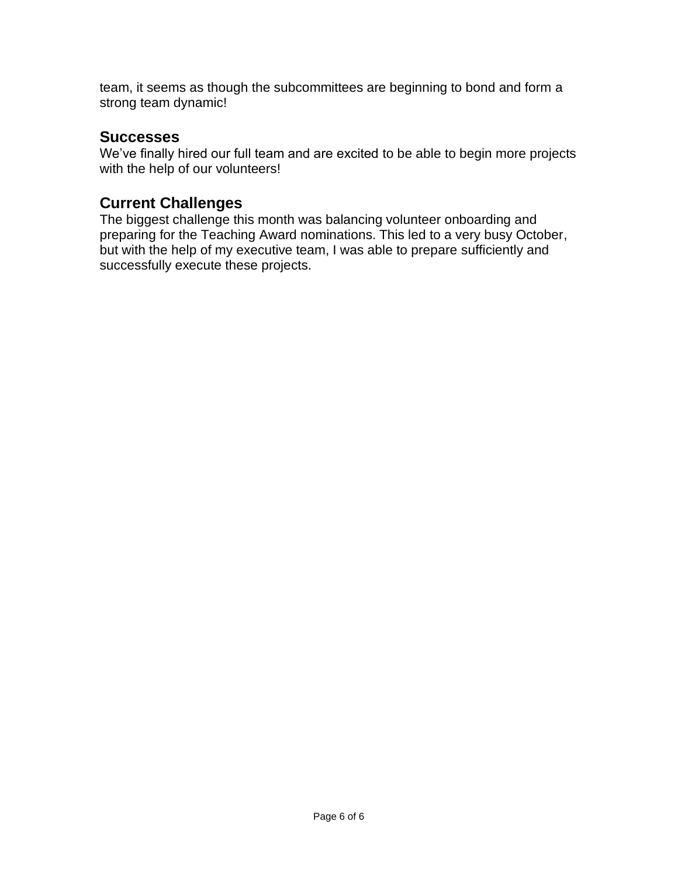team, it seems as though the subcommittees are beginning to bond and form a strong team dynamic!

## Successes

We've finally hired our full team and are excited to be able to begin more projects with the help of our volunteers!

## Current Challenges

The biggest challenge this month was balancing volunteer onboarding and preparing for the Teaching Award nominations. This led to a very busy October, but with the help of my executive team, I was able to prepare sufficiently and successfully execute these projects.